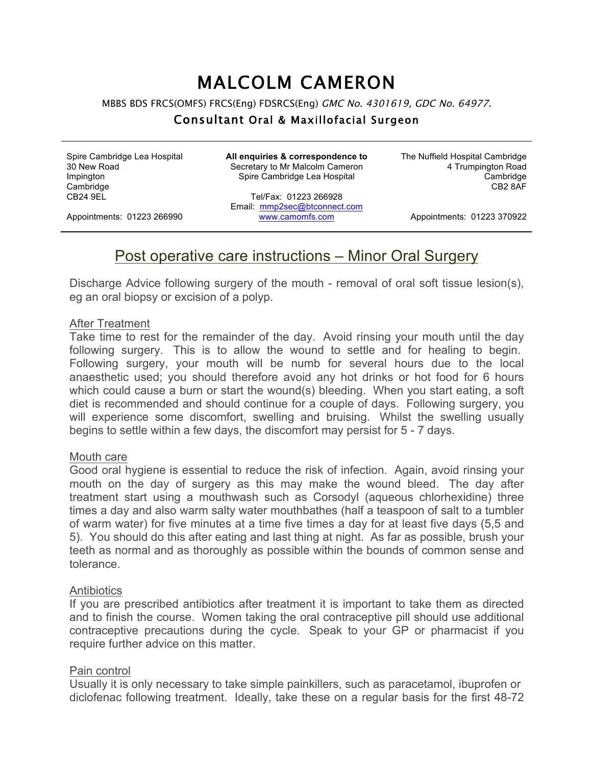# MALCOLM CAMERON

MBBS BDS FRCS(OMFS) FRCS(Eng) FDSRCS(Eng) *GMC No. 4301619, GDC No. 64977.*

### Consultant Oral & Maxillofacial Surgeon

---

Spire Cambridge Lea Hospital
30 New Road
Impington
Cambridge
CB24 9EL

Appointments: 01223 266990

**All enquiries & correspondence to**
Secretary to Mr Malcolm Cameron
Spire Cambridge Lea Hospital

Tel/Fax: 01223 266928
Email: mmp2sec@btconnect.com
www.camomfs.com

The Nuffield Hospital Cambridge
4 Trumpington Road
Cambridge
CB2 8AF

Appointments: 01223 370922

---

## Post operative care instructions – Minor Oral Surgery

Discharge Advice following surgery of the mouth - removal of oral soft tissue lesion(s), eg an oral biopsy or excision of a polyp.

### After Treatment

Take time to rest for the remainder of the day. Avoid rinsing your mouth until the day following surgery. This is to allow the wound to settle and for healing to begin. Following surgery, your mouth will be numb for several hours due to the local anaesthetic used; you should therefore avoid any hot drinks or hot food for 6 hours which could cause a burn or start the wound(s) bleeding. When you start eating, a soft diet is recommended and should continue for a couple of days. Following surgery, you will experience some discomfort, swelling and bruising. Whilst the swelling usually begins to settle within a few days, the discomfort may persist for 5 - 7 days.

### Mouth care

Good oral hygiene is essential to reduce the risk of infection. Again, avoid rinsing your mouth on the day of surgery as this may make the wound bleed. The day after treatment start using a mouthwash such as Corsodyl (aqueous chlorhexidine) three times a day and also warm salty water mouthbathes (half a teaspoon of salt to a tumbler of warm water) for five minutes at a time five times a day for at least five days (5,5 and 5). You should do this after eating and last thing at night. As far as possible, brush your teeth as normal and as thoroughly as possible within the bounds of common sense and tolerance.

### Antibiotics

If you are prescribed antibiotics after treatment it is important to take them as directed and to finish the course. Women taking the oral contraceptive pill should use additional contraceptive precautions during the cycle. Speak to your GP or pharmacist if you require further advice on this matter.

### Pain control

Usually it is only necessary to take simple painkillers, such as paracetamol, ibuprofen or diclofenac following treatment. Ideally, take these on a regular basis for the first 48-72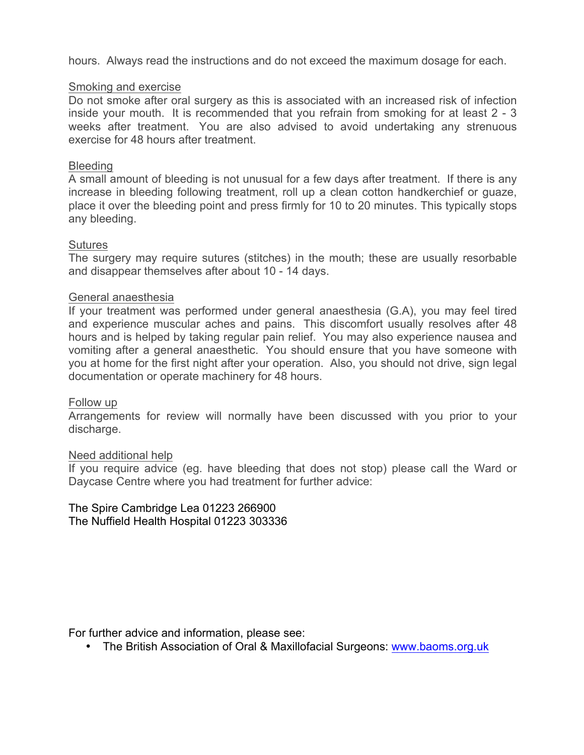hours. Always read the instructions and do not exceed the maximum dosage for each.

## Smoking and exercise

Do not smoke after oral surgery as this is associated with an increased risk of infection inside your mouth. It is recommended that you refrain from smoking for at least 2 - 3 weeks after treatment. You are also advised to avoid undertaking any strenuous exercise for 48 hours after treatment.

## Bleeding

A small amount of bleeding is not unusual for a few days after treatment. If there is any increase in bleeding following treatment, roll up a clean cotton handkerchief or guaze, place it over the bleeding point and press firmly for 10 to 20 minutes. This typically stops any bleeding.

## Sutures

The surgery may require sutures (stitches) in the mouth; these are usually resorbable and disappear themselves after about 10 - 14 days.

## General anaesthesia

If your treatment was performed under general anaesthesia (G.A), you may feel tired and experience muscular aches and pains. This discomfort usually resolves after 48 hours and is helped by taking regular pain relief. You may also experience nausea and vomiting after a general anaesthetic. You should ensure that you have someone with you at home for the first night after your operation. Also, you should not drive, sign legal documentation or operate machinery for 48 hours.

## Follow up

Arrangements for review will normally have been discussed with you prior to your discharge.

## Need additional help

If you require advice (eg. have bleeding that does not stop) please call the Ward or Daycase Centre where you had treatment for further advice:

The Spire Cambridge Lea 01223 266900
The Nuffield Health Hospital 01223 303336

For further advice and information, please see:

- The British Association of Oral & Maxillofacial Surgeons: www.baoms.org.uk